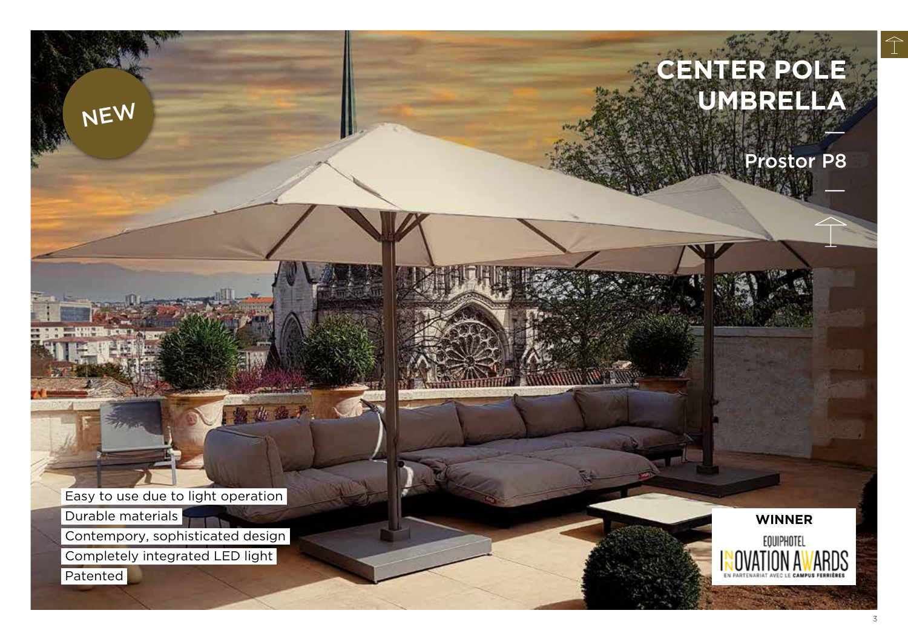NEW

# CENTER POLE UMBRELLA

## Prostor P8

- Easy to use due to light operation
- Durable materials
- Contempory, sophisticated design
- Completely integrated LED light
- Patented

**WINNER**

EQUIPHOTEL INNOVATION AWARDS

EN PARTENARIAT AVEC LE CAMPUS FERRIÈRES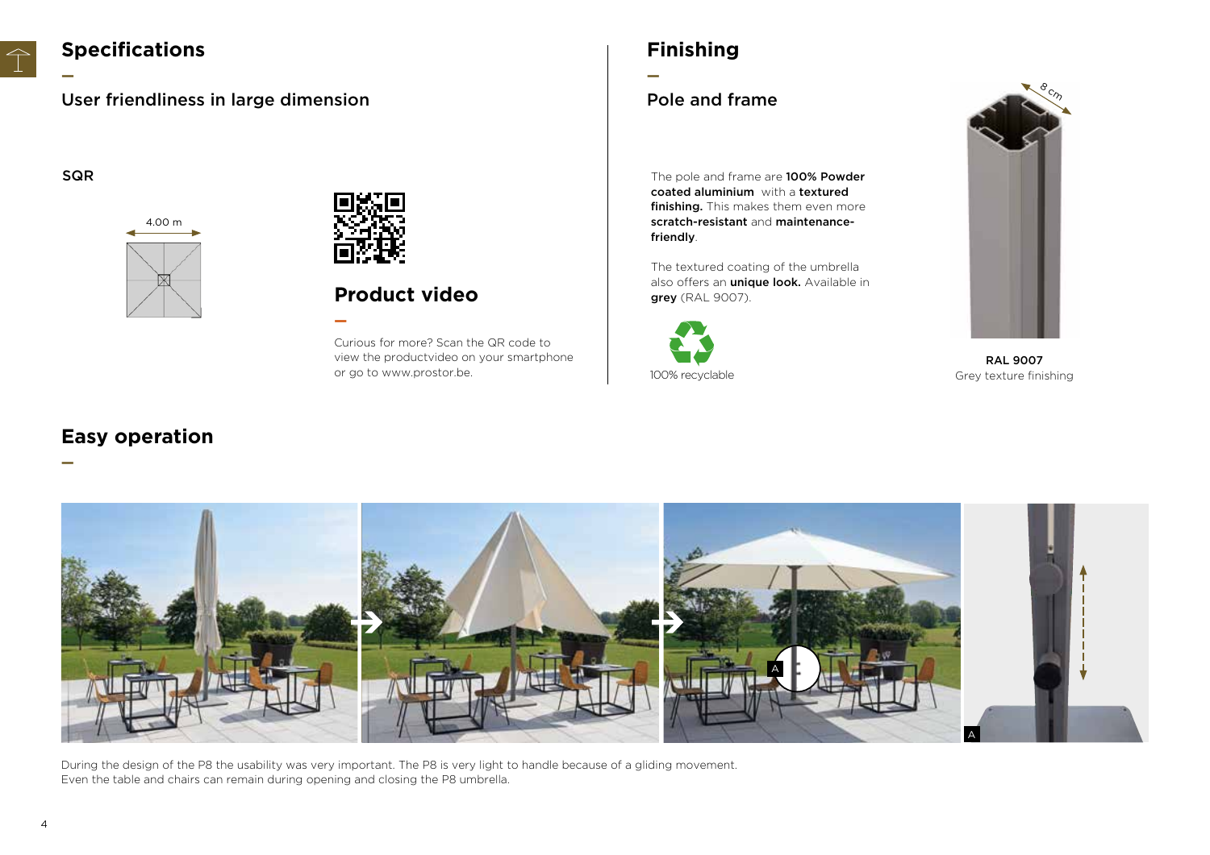## Specifications

User friendliness in large dimension

SQR

4.00 m

### Product video

Curious for more? Scan the QR code to view the productvideo on your smartphone or go to www.prostor.be.

## Finishing

Pole and frame

The pole and frame are **100% Powder coated aluminium** with a **textured finishing.** This makes them even more **scratch-resistant** and **maintenance-friendly**.

The textured coating of the umbrella also offers an **unique look.** Available in **grey** (RAL 9007).

100% recyclable

8 cm

**RAL 9007**
Grey texture finishing

## Easy operation

A

A

During the design of the P8 the usability was very important. The P8 is very light to handle because of a gliding movement. Even the table and chairs can remain during opening and closing the P8 umbrella.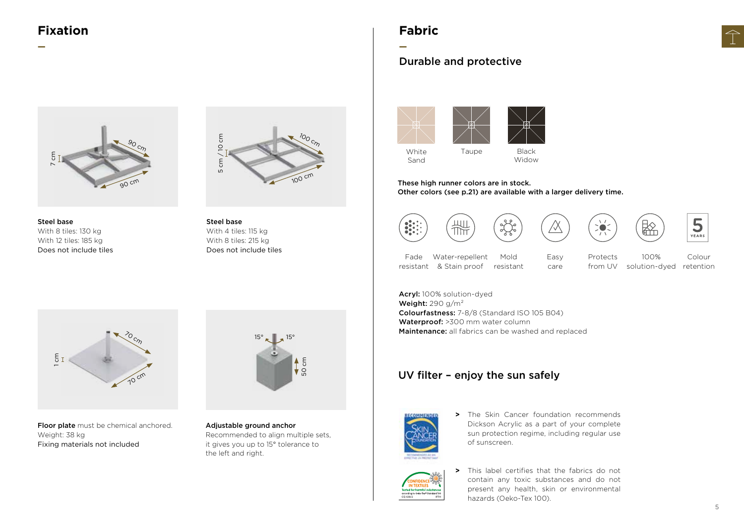# Fixation

**Steel base**
With 8 tiles: 130 kg
With 12 tiles: 185 kg
Does not include tiles

**Steel base**
With 4 tiles: 115 kg
With 8 tiles: 215 kg
Does not include tiles

**Floor plate** must be chemical anchored.
Weight: 38 kg
Fixing materials not included

**Adjustable ground anchor**
Recommended to align multiple sets, it gives you up to 15° tolerance to the left and right.

# Fabric

## Durable and protective

White Sand

Taupe

Black Widow

**These high runner colors are in stock.**
**Other colors (see p.21) are available with a larger delivery time.**

Fade resistant

Water-repellent & Stain proof

Mold resistant

Easy care

Protects from UV

100% solution-dyed

Colour retention

**Acryl:** 100% solution-dyed
**Weight:** 290 g/m$^2$
**Colourfastness:** 7-8/8 (Standard ISO 105 B04)
**Waterproof:** >300 mm water column
**Maintenance:** all fabrics can be washed and replaced

## UV filter – enjoy the sun safely

> The Skin Cancer foundation recommends Dickson Acrylic as a part of your complete sun protection regime, including regular use of sunscreen.

> This label certifies that the fabrics do not contain any toxic substances and do not present any health, skin or environmental hazards (Oeko-Tex 100).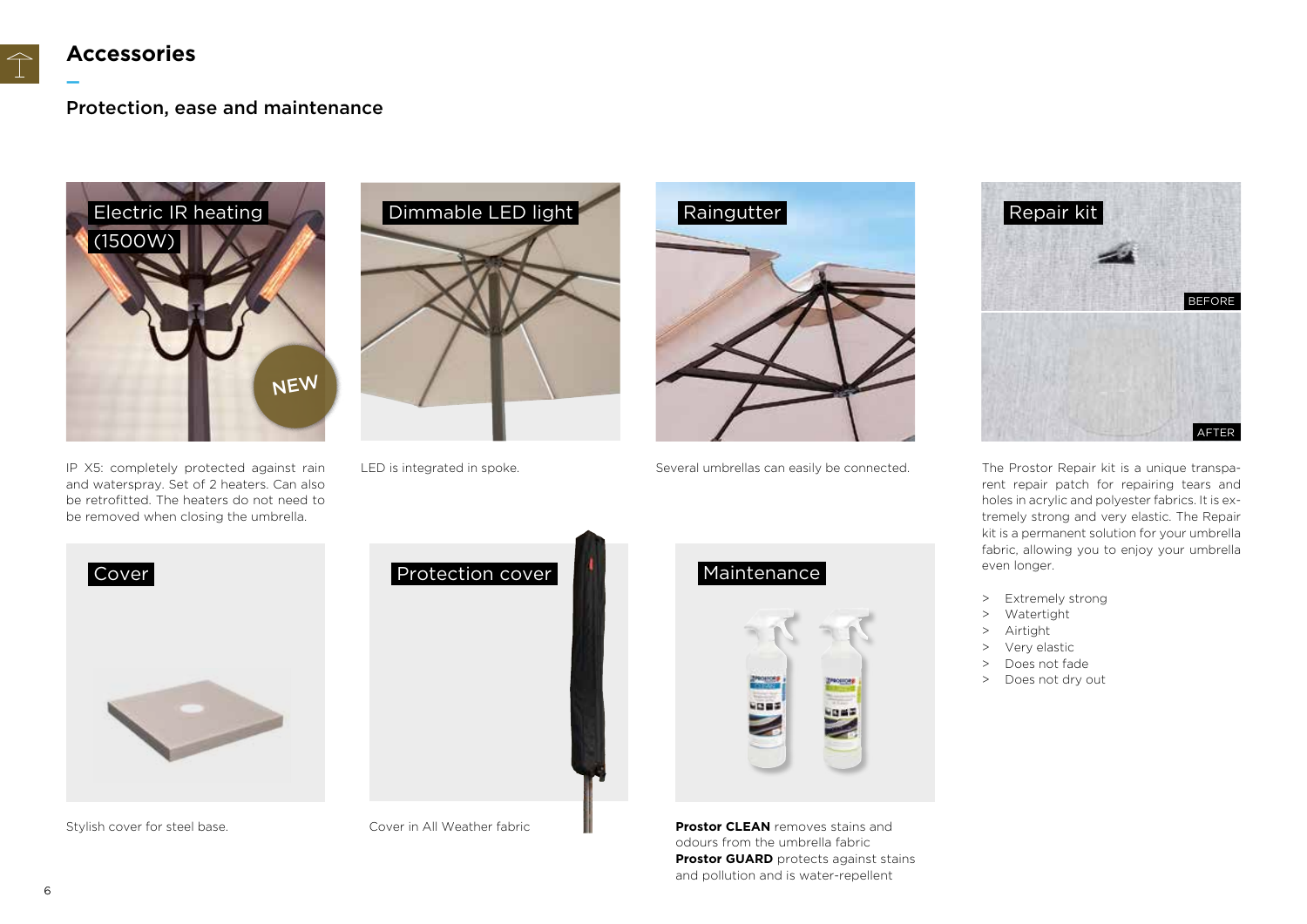# Accessories

## Protection, ease and maintenance

### Electric IR heating (1500W)

NEW

IP X5: completely protected against rain and waterspray. Set of 2 heaters. Can also be retrofitted. The heaters do not need to be removed when closing the umbrella.

### Dimmable LED light

LED is integrated in spoke.

### Raingutter

Several umbrellas can easily be connected.

### Repair kit

BEFORE

AFTER

The Prostor Repair kit is a unique transparent repair patch for repairing tears and holes in acrylic and polyester fabrics. It is extremely strong and very elastic. The Repair kit is a permanent solution for your umbrella fabric, allowing you to enjoy your umbrella even longer.

> Extremely strong
> Watertight
> Airtight
> Very elastic
> Does not fade
> Does not dry out

### Cover

Stylish cover for steel base.

### Protection cover

Cover in All Weather fabric

### Maintenance

**Prostor CLEAN** removes stains and odours from the umbrella fabric
**Prostor GUARD** protects against stains and pollution and is water-repellent